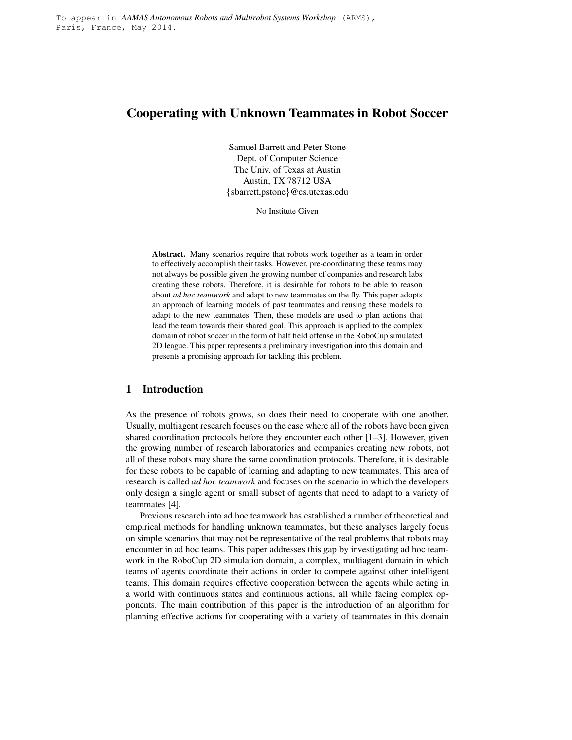To appear in *AAMAS Autonomous Robots and Multirobot Systems Workshop* (ARMS), Paris, France, May 2014.

# Cooperating with Unknown Teammates in Robot Soccer

Samuel Barrett and Peter Stone
Dept. of Computer Science
The Univ. of Texas at Austin
Austin, TX 78712 USA
{sbarrett,pstone}@cs.utexas.edu

No Institute Given

**Abstract.** Many scenarios require that robots work together as a team in order to effectively accomplish their tasks. However, pre-coordinating these teams may not always be possible given the growing number of companies and research labs creating these robots. Therefore, it is desirable for robots to be able to reason about *ad hoc teamwork* and adapt to new teammates on the fly. This paper adopts an approach of learning models of past teammates and reusing these models to adapt to the new teammates. Then, these models are used to plan actions that lead the team towards their shared goal. This approach is applied to the complex domain of robot soccer in the form of half field offense in the RoboCup simulated 2D league. This paper represents a preliminary investigation into this domain and presents a promising approach for tackling this problem.

## 1 Introduction

As the presence of robots grows, so does their need to cooperate with one another. Usually, multiagent research focuses on the case where all of the robots have been given shared coordination protocols before they encounter each other [1–3]. However, given the growing number of research laboratories and companies creating new robots, not all of these robots may share the same coordination protocols. Therefore, it is desirable for these robots to be capable of learning and adapting to new teammates. This area of research is called *ad hoc teamwork* and focuses on the scenario in which the developers only design a single agent or small subset of agents that need to adapt to a variety of teammates [4].

Previous research into ad hoc teamwork has established a number of theoretical and empirical methods for handling unknown teammates, but these analyses largely focus on simple scenarios that may not be representative of the real problems that robots may encounter in ad hoc teams. This paper addresses this gap by investigating ad hoc teamwork in the RoboCup 2D simulation domain, a complex, multiagent domain in which teams of agents coordinate their actions in order to compete against other intelligent teams. This domain requires effective cooperation between the agents while acting in a world with continuous states and continuous actions, all while facing complex opponents. The main contribution of this paper is the introduction of an algorithm for planning effective actions for cooperating with a variety of teammates in this domain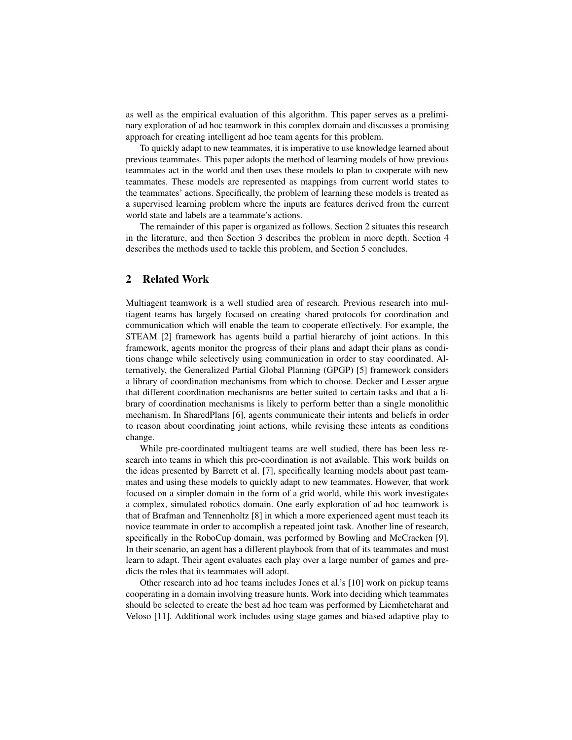as well as the empirical evaluation of this algorithm. This paper serves as a preliminary exploration of ad hoc teamwork in this complex domain and discusses a promising approach for creating intelligent ad hoc team agents for this problem.

To quickly adapt to new teammates, it is imperative to use knowledge learned about previous teammates. This paper adopts the method of learning models of how previous teammates act in the world and then uses these models to plan to cooperate with new teammates. These models are represented as mappings from current world states to the teammates' actions. Specifically, the problem of learning these models is treated as a supervised learning problem where the inputs are features derived from the current world state and labels are a teammate's actions.

The remainder of this paper is organized as follows. Section 2 situates this research in the literature, and then Section 3 describes the problem in more depth. Section 4 describes the methods used to tackle this problem, and Section 5 concludes.

## 2 Related Work

Multiagent teamwork is a well studied area of research. Previous research into multiagent teams has largely focused on creating shared protocols for coordination and communication which will enable the team to cooperate effectively. For example, the STEAM [2] framework has agents build a partial hierarchy of joint actions. In this framework, agents monitor the progress of their plans and adapt their plans as conditions change while selectively using communication in order to stay coordinated. Alternatively, the Generalized Partial Global Planning (GPGP) [5] framework considers a library of coordination mechanisms from which to choose. Decker and Lesser argue that different coordination mechanisms are better suited to certain tasks and that a library of coordination mechanisms is likely to perform better than a single monolithic mechanism. In SharedPlans [6], agents communicate their intents and beliefs in order to reason about coordinating joint actions, while revising these intents as conditions change.

While pre-coordinated multiagent teams are well studied, there has been less research into teams in which this pre-coordination is not available. This work builds on the ideas presented by Barrett et al. [7], specifically learning models about past teammates and using these models to quickly adapt to new teammates. However, that work focused on a simpler domain in the form of a grid world, while this work investigates a complex, simulated robotics domain. One early exploration of ad hoc teamwork is that of Brafman and Tennenholtz [8] in which a more experienced agent must teach its novice teammate in order to accomplish a repeated joint task. Another line of research, specifically in the RoboCup domain, was performed by Bowling and McCracken [9]. In their scenario, an agent has a different playbook from that of its teammates and must learn to adapt. Their agent evaluates each play over a large number of games and predicts the roles that its teammates will adopt.

Other research into ad hoc teams includes Jones et al.'s [10] work on pickup teams cooperating in a domain involving treasure hunts. Work into deciding which teammates should be selected to create the best ad hoc team was performed by Liemhetcharat and Veloso [11]. Additional work includes using stage games and biased adaptive play to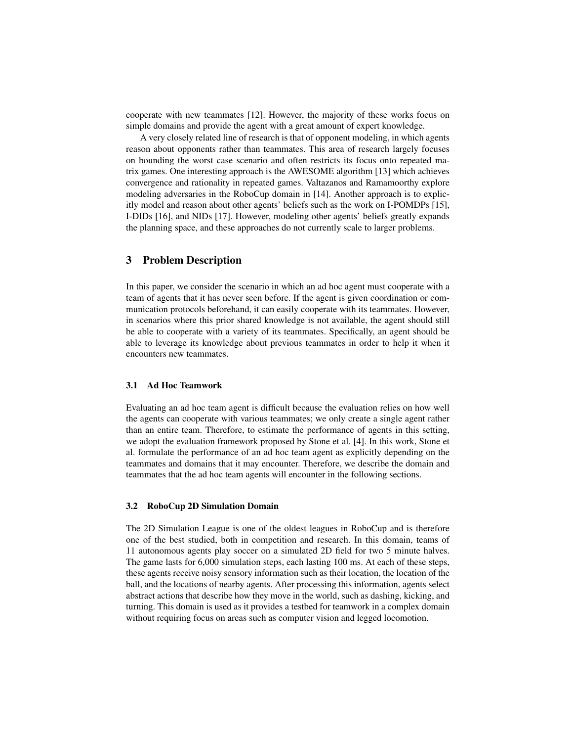cooperate with new teammates [12]. However, the majority of these works focus on simple domains and provide the agent with a great amount of expert knowledge.

A very closely related line of research is that of opponent modeling, in which agents reason about opponents rather than teammates. This area of research largely focuses on bounding the worst case scenario and often restricts its focus onto repeated matrix games. One interesting approach is the AWESOME algorithm [13] which achieves convergence and rationality in repeated games. Valtazanos and Ramamoorthy explore modeling adversaries in the RoboCup domain in [14]. Another approach is to explicitly model and reason about other agents' beliefs such as the work on I-POMDPs [15], I-DIDs [16], and NIDs [17]. However, modeling other agents' beliefs greatly expands the planning space, and these approaches do not currently scale to larger problems.

## 3 Problem Description

In this paper, we consider the scenario in which an ad hoc agent must cooperate with a team of agents that it has never seen before. If the agent is given coordination or communication protocols beforehand, it can easily cooperate with its teammates. However, in scenarios where this prior shared knowledge is not available, the agent should still be able to cooperate with a variety of its teammates. Specifically, an agent should be able to leverage its knowledge about previous teammates in order to help it when it encounters new teammates.

### 3.1 Ad Hoc Teamwork

Evaluating an ad hoc team agent is difficult because the evaluation relies on how well the agents can cooperate with various teammates; we only create a single agent rather than an entire team. Therefore, to estimate the performance of agents in this setting, we adopt the evaluation framework proposed by Stone et al. [4]. In this work, Stone et al. formulate the performance of an ad hoc team agent as explicitly depending on the teammates and domains that it may encounter. Therefore, we describe the domain and teammates that the ad hoc team agents will encounter in the following sections.

### 3.2 RoboCup 2D Simulation Domain

The 2D Simulation League is one of the oldest leagues in RoboCup and is therefore one of the best studied, both in competition and research. In this domain, teams of 11 autonomous agents play soccer on a simulated 2D field for two 5 minute halves. The game lasts for 6,000 simulation steps, each lasting 100 ms. At each of these steps, these agents receive noisy sensory information such as their location, the location of the ball, and the locations of nearby agents. After processing this information, agents select abstract actions that describe how they move in the world, such as dashing, kicking, and turning. This domain is used as it provides a testbed for teamwork in a complex domain without requiring focus on areas such as computer vision and legged locomotion.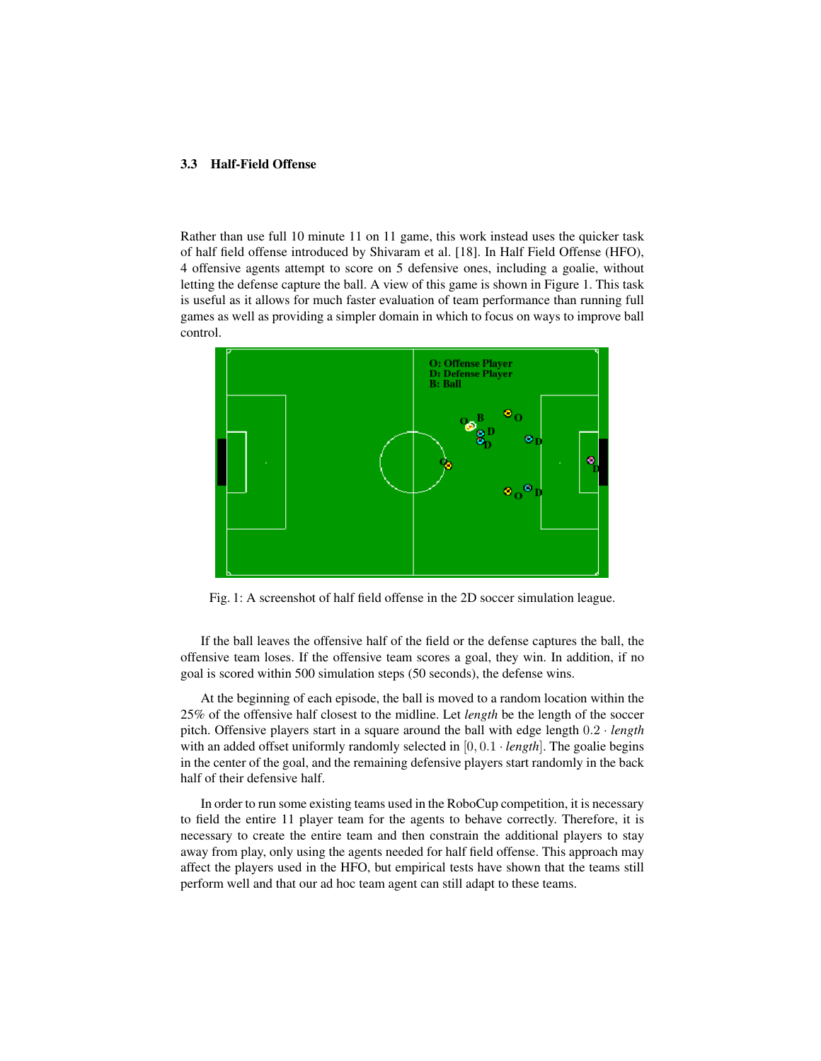### 3.3 Half-Field Offense

Rather than use full 10 minute 11 on 11 game, this work instead uses the quicker task of half field offense introduced by Shivaram et al. [18]. In Half Field Offense (HFO), 4 offensive agents attempt to score on 5 defensive ones, including a goalie, without letting the defense capture the ball. A view of this game is shown in Figure 1. This task is useful as it allows for much faster evaluation of team performance than running full games as well as providing a simpler domain in which to focus on ways to improve ball control.

Fig. 1: A screenshot of half field offense in the 2D soccer simulation league.

If the ball leaves the offensive half of the field or the defense captures the ball, the offensive team loses. If the offensive team scores a goal, they win. In addition, if no goal is scored within 500 simulation steps (50 seconds), the defense wins.

At the beginning of each episode, the ball is moved to a random location within the 25% of the offensive half closest to the midline. Let *length* be the length of the soccer pitch. Offensive players start in a square around the ball with edge length $0.2 \cdot \textit{length}$ with an added offset uniformly randomly selected in $[0, 0.1 \cdot \textit{length}]$. The goalie begins in the center of the goal, and the remaining defensive players start randomly in the back half of their defensive half.

In order to run some existing teams used in the RoboCup competition, it is necessary to field the entire 11 player team for the agents to behave correctly. Therefore, it is necessary to create the entire team and then constrain the additional players to stay away from play, only using the agents needed for half field offense. This approach may affect the players used in the HFO, but empirical tests have shown that the teams still perform well and that our ad hoc team agent can still adapt to these teams.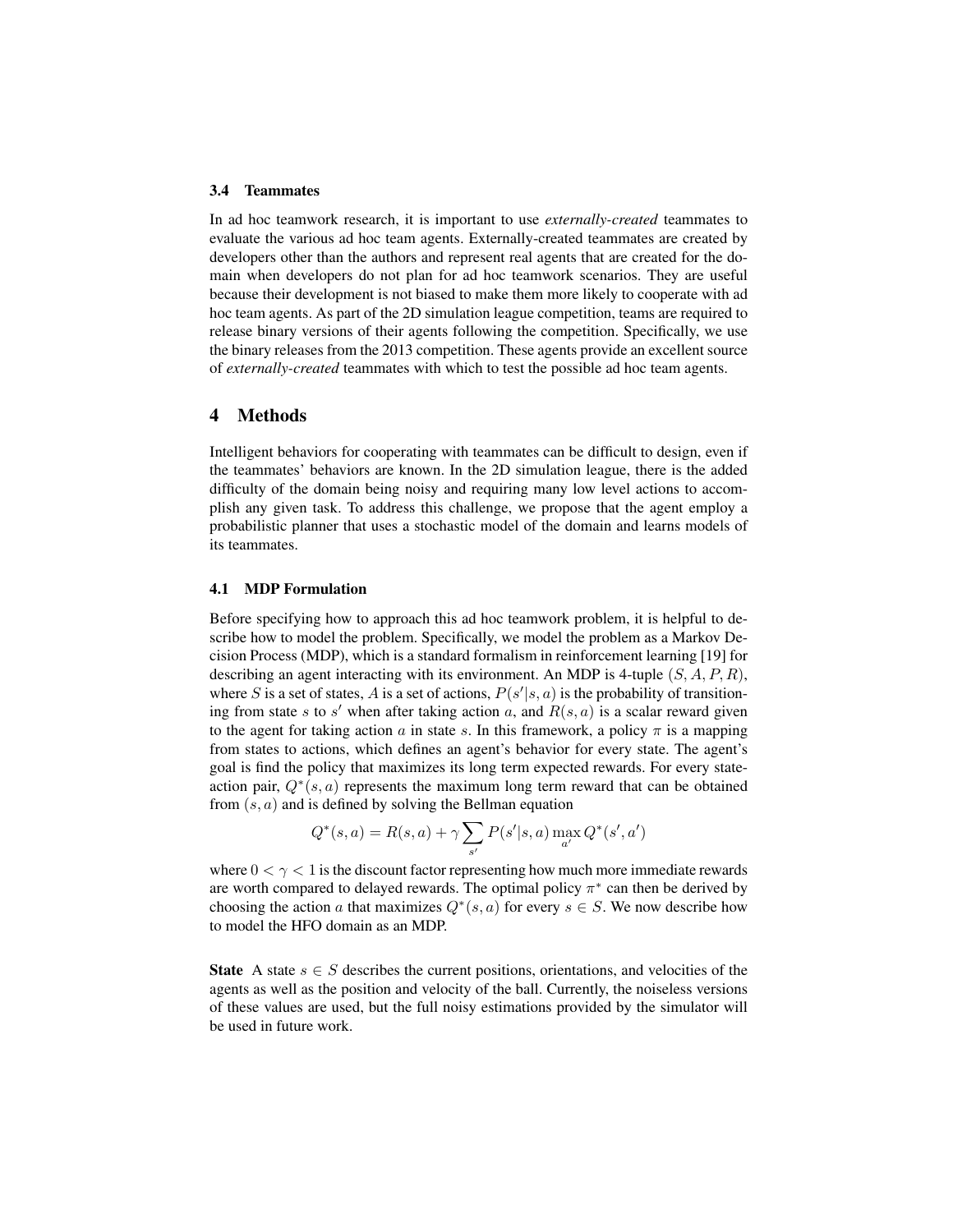### 3.4 Teammates

In ad hoc teamwork research, it is important to use *externally-created* teammates to evaluate the various ad hoc team agents. Externally-created teammates are created by developers other than the authors and represent real agents that are created for the domain when developers do not plan for ad hoc teamwork scenarios. They are useful because their development is not biased to make them more likely to cooperate with ad hoc team agents. As part of the 2D simulation league competition, teams are required to release binary versions of their agents following the competition. Specifically, we use the binary releases from the 2013 competition. These agents provide an excellent source of *externally-created* teammates with which to test the possible ad hoc team agents.

## 4 Methods

Intelligent behaviors for cooperating with teammates can be difficult to design, even if the teammates' behaviors are known. In the 2D simulation league, there is the added difficulty of the domain being noisy and requiring many low level actions to accomplish any given task. To address this challenge, we propose that the agent employ a probabilistic planner that uses a stochastic model of the domain and learns models of its teammates.

### 4.1 MDP Formulation

Before specifying how to approach this ad hoc teamwork problem, it is helpful to describe how to model the problem. Specifically, we model the problem as a Markov Decision Process (MDP), which is a standard formalism in reinforcement learning [19] for describing an agent interacting with its environment. An MDP is 4-tuple $(S, A, P, R)$, where $S$ is a set of states, $A$ is a set of actions, $P(s'|s, a)$ is the probability of transitioning from state $s$ to $s'$ when after taking action $a$, and $R(s, a)$ is a scalar reward given to the agent for taking action $a$ in state $s$. In this framework, a policy $\pi$ is a mapping from states to actions, which defines an agent's behavior for every state. The agent's goal is find the policy that maximizes its long term expected rewards. For every state-action pair, $Q^*(s, a)$ represents the maximum long term reward that can be obtained from $(s, a)$ and is defined by solving the Bellman equation

$$Q^*(s, a) = R(s, a) + \gamma \sum_{s'} P(s'|s, a) \max_{a'} Q^*(s', a')$$

where $0 < \gamma < 1$ is the discount factor representing how much more immediate rewards are worth compared to delayed rewards. The optimal policy $\pi^*$ can then be derived by choosing the action $a$ that maximizes $Q^*(s, a)$ for every $s \in S$. We now describe how to model the HFO domain as an MDP.

**State** A state $s \in S$ describes the current positions, orientations, and velocities of the agents as well as the position and velocity of the ball. Currently, the noiseless versions of these values are used, but the full noisy estimations provided by the simulator will be used in future work.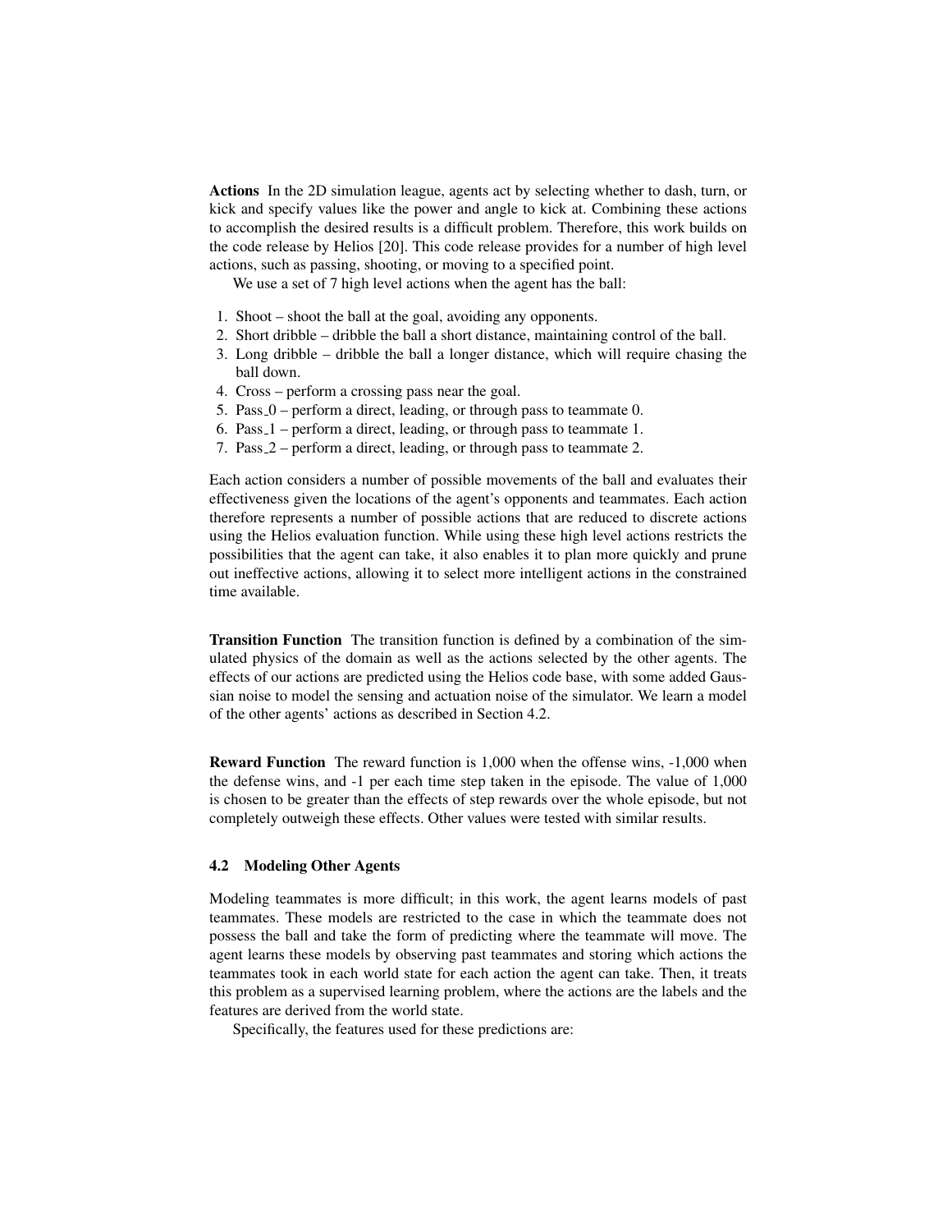**Actions** In the 2D simulation league, agents act by selecting whether to dash, turn, or kick and specify values like the power and angle to kick at. Combining these actions to accomplish the desired results is a difficult problem. Therefore, this work builds on the code release by Helios [20]. This code release provides for a number of high level actions, such as passing, shooting, or moving to a specified point.

We use a set of 7 high level actions when the agent has the ball:

1. Shoot – shoot the ball at the goal, avoiding any opponents.
2. Short dribble – dribble the ball a short distance, maintaining control of the ball.
3. Long dribble – dribble the ball a longer distance, which will require chasing the ball down.
4. Cross – perform a crossing pass near the goal.
5. Pass_0 – perform a direct, leading, or through pass to teammate 0.
6. Pass_1 – perform a direct, leading, or through pass to teammate 1.
7. Pass_2 – perform a direct, leading, or through pass to teammate 2.

Each action considers a number of possible movements of the ball and evaluates their effectiveness given the locations of the agent's opponents and teammates. Each action therefore represents a number of possible actions that are reduced to discrete actions using the Helios evaluation function. While using these high level actions restricts the possibilities that the agent can take, it also enables it to plan more quickly and prune out ineffective actions, allowing it to select more intelligent actions in the constrained time available.

**Transition Function** The transition function is defined by a combination of the simulated physics of the domain as well as the actions selected by the other agents. The effects of our actions are predicted using the Helios code base, with some added Gaussian noise to model the sensing and actuation noise of the simulator. We learn a model of the other agents' actions as described in Section 4.2.

**Reward Function** The reward function is 1,000 when the offense wins, -1,000 when the defense wins, and -1 per each time step taken in the episode. The value of 1,000 is chosen to be greater than the effects of step rewards over the whole episode, but not completely outweigh these effects. Other values were tested with similar results.

### 4.2 Modeling Other Agents

Modeling teammates is more difficult; in this work, the agent learns models of past teammates. These models are restricted to the case in which the teammate does not possess the ball and take the form of predicting where the teammate will move. The agent learns these models by observing past teammates and storing which actions the teammates took in each world state for each action the agent can take. Then, it treats this problem as a supervised learning problem, where the actions are the labels and the features are derived from the world state.

Specifically, the features used for these predictions are: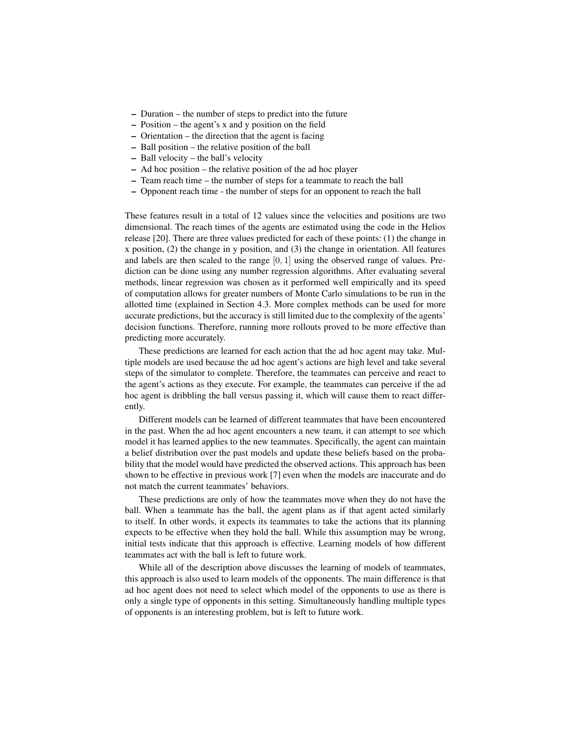- Duration – the number of steps to predict into the future
- Position – the agent's x and y position on the field
- Orientation – the direction that the agent is facing
- Ball position – the relative position of the ball
- Ball velocity – the ball's velocity
- Ad hoc position – the relative position of the ad hoc player
- Team reach time – the number of steps for a teammate to reach the ball
- Opponent reach time - the number of steps for an opponent to reach the ball

These features result in a total of 12 values since the velocities and positions are two dimensional. The reach times of the agents are estimated using the code in the Helios release [20]. There are three values predicted for each of these points: (1) the change in x position, (2) the change in y position, and (3) the change in orientation. All features and labels are then scaled to the range $[0, 1]$ using the observed range of values. Prediction can be done using any number regression algorithms. After evaluating several methods, linear regression was chosen as it performed well empirically and its speed of computation allows for greater numbers of Monte Carlo simulations to be run in the allotted time (explained in Section 4.3. More complex methods can be used for more accurate predictions, but the accuracy is still limited due to the complexity of the agents' decision functions. Therefore, running more rollouts proved to be more effective than predicting more accurately.

These predictions are learned for each action that the ad hoc agent may take. Multiple models are used because the ad hoc agent's actions are high level and take several steps of the simulator to complete. Therefore, the teammates can perceive and react to the agent's actions as they execute. For example, the teammates can perceive if the ad hoc agent is dribbling the ball versus passing it, which will cause them to react differently.

Different models can be learned of different teammates that have been encountered in the past. When the ad hoc agent encounters a new team, it can attempt to see which model it has learned applies to the new teammates. Specifically, the agent can maintain a belief distribution over the past models and update these beliefs based on the probability that the model would have predicted the observed actions. This approach has been shown to be effective in previous work [7] even when the models are inaccurate and do not match the current teammates' behaviors.

These predictions are only of how the teammates move when they do not have the ball. When a teammate has the ball, the agent plans as if that agent acted similarly to itself. In other words, it expects its teammates to take the actions that its planning expects to be effective when they hold the ball. While this assumption may be wrong, initial tests indicate that this approach is effective. Learning models of how different teammates act with the ball is left to future work.

While all of the description above discusses the learning of models of teammates, this approach is also used to learn models of the opponents. The main difference is that ad hoc agent does not need to select which model of the opponents to use as there is only a single type of opponents in this setting. Simultaneously handling multiple types of opponents is an interesting problem, but is left to future work.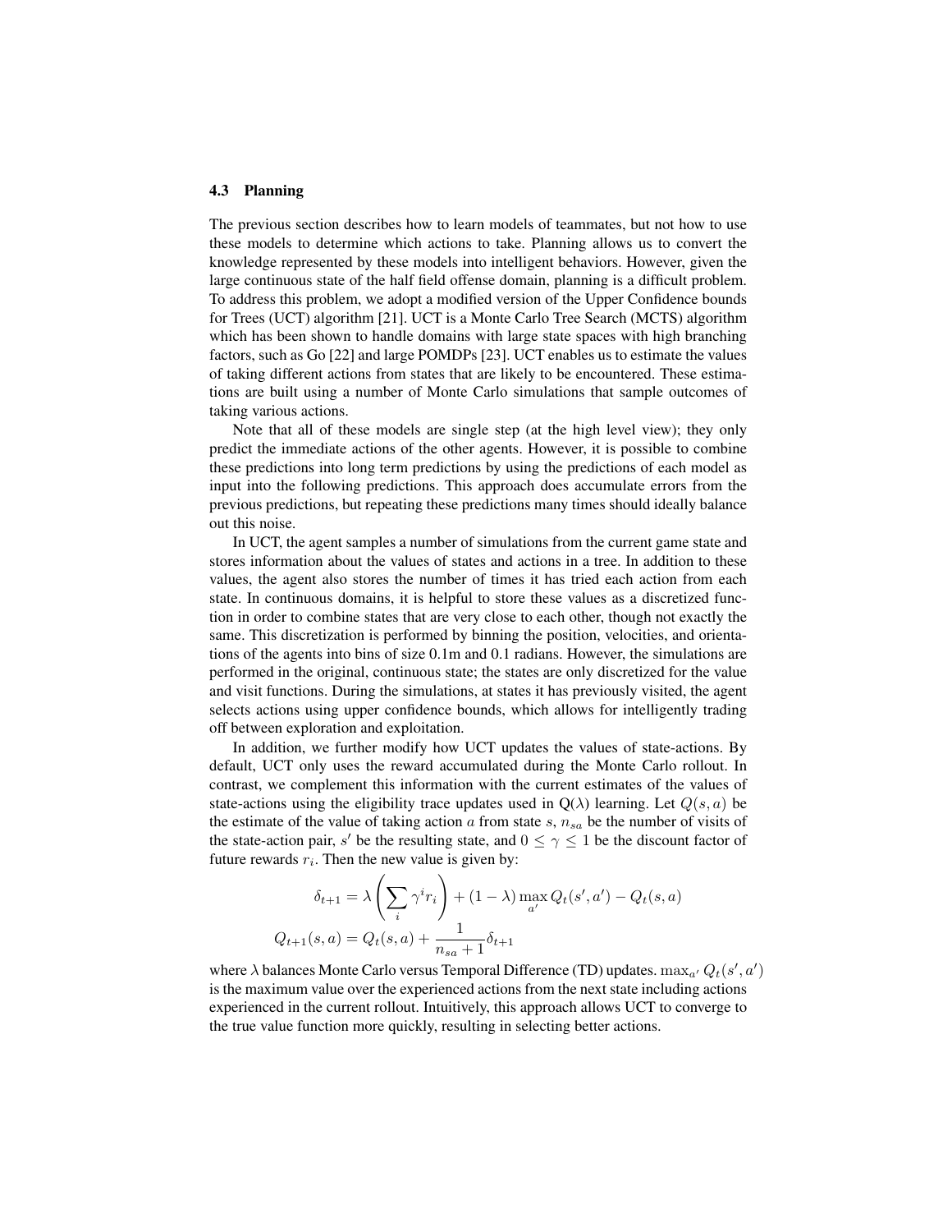### 4.3 Planning

The previous section describes how to learn models of teammates, but not how to use these models to determine which actions to take. Planning allows us to convert the knowledge represented by these models into intelligent behaviors. However, given the large continuous state of the half field offense domain, planning is a difficult problem. To address this problem, we adopt a modified version of the Upper Confidence bounds for Trees (UCT) algorithm [21]. UCT is a Monte Carlo Tree Search (MCTS) algorithm which has been shown to handle domains with large state spaces with high branching factors, such as Go [22] and large POMDPs [23]. UCT enables us to estimate the values of taking different actions from states that are likely to be encountered. These estimations are built using a number of Monte Carlo simulations that sample outcomes of taking various actions.

Note that all of these models are single step (at the high level view); they only predict the immediate actions of the other agents. However, it is possible to combine these predictions into long term predictions by using the predictions of each model as input into the following predictions. This approach does accumulate errors from the previous predictions, but repeating these predictions many times should ideally balance out this noise.

In UCT, the agent samples a number of simulations from the current game state and stores information about the values of states and actions in a tree. In addition to these values, the agent also stores the number of times it has tried each action from each state. In continuous domains, it is helpful to store these values as a discretized function in order to combine states that are very close to each other, though not exactly the same. This discretization is performed by binning the position, velocities, and orientations of the agents into bins of size 0.1m and 0.1 radians. However, the simulations are performed in the original, continuous state; the states are only discretized for the value and visit functions. During the simulations, at states it has previously visited, the agent selects actions using upper confidence bounds, which allows for intelligently trading off between exploration and exploitation.

In addition, we further modify how UCT updates the values of state-actions. By default, UCT only uses the reward accumulated during the Monte Carlo rollout. In contrast, we complement this information with the current estimates of the values of state-actions using the eligibility trace updates used in Q($\lambda$) learning. Let $Q(s, a)$ be the estimate of the value of taking action $a$ from state $s$, $n_{sa}$ be the number of visits of the state-action pair, $s'$ be the resulting state, and $0 \leq \gamma \leq 1$ be the discount factor of future rewards $r_i$. Then the new value is given by:

$$\delta_{t+1} = \lambda \left( \sum_i \gamma^i r_i \right) + (1 - \lambda) \max_{a'} Q_t(s', a') - Q_t(s, a)$$

$$Q_{t+1}(s, a) = Q_t(s, a) + \frac{1}{n_{sa} + 1} \delta_{t+1}$$

where $\lambda$ balances Monte Carlo versus Temporal Difference (TD) updates. $\max_{a'} Q_t(s', a')$ is the maximum value over the experienced actions from the next state including actions experienced in the current rollout. Intuitively, this approach allows UCT to converge to the true value function more quickly, resulting in selecting better actions.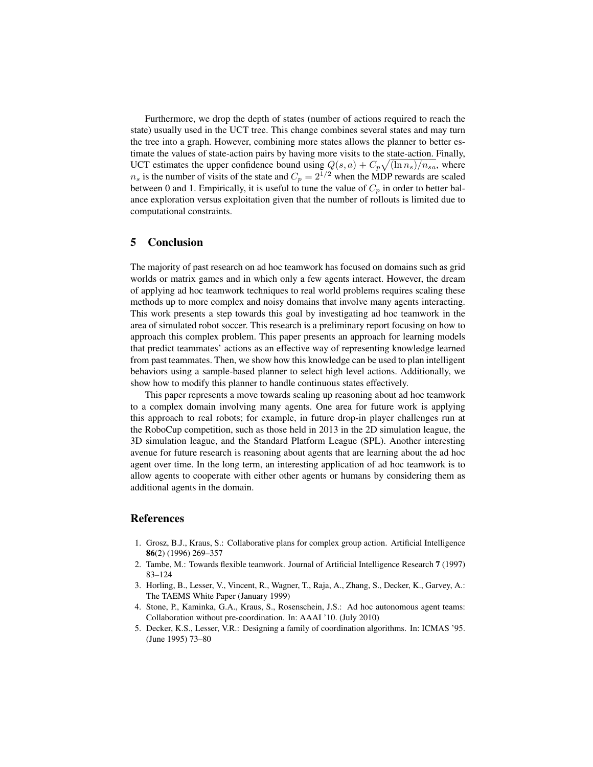Furthermore, we drop the depth of states (number of actions required to reach the state) usually used in the UCT tree. This change combines several states and may turn the tree into a graph. However, combining more states allows the planner to better estimate the values of state-action pairs by having more visits to the state-action. Finally, UCT estimates the upper confidence bound using $Q(s,a) + C_p\sqrt{(\ln n_s)/n_{sa}}$, where $n_s$ is the number of visits of the state and $C_p = 2^{1/2}$ when the MDP rewards are scaled between 0 and 1. Empirically, it is useful to tune the value of $C_p$ in order to better balance exploration versus exploitation given that the number of rollouts is limited due to computational constraints.

## 5 Conclusion

The majority of past research on ad hoc teamwork has focused on domains such as grid worlds or matrix games and in which only a few agents interact. However, the dream of applying ad hoc teamwork techniques to real world problems requires scaling these methods up to more complex and noisy domains that involve many agents interacting. This work presents a step towards this goal by investigating ad hoc teamwork in the area of simulated robot soccer. This research is a preliminary report focusing on how to approach this complex problem. This paper presents an approach for learning models that predict teammates' actions as an effective way of representing knowledge learned from past teammates. Then, we show how this knowledge can be used to plan intelligent behaviors using a sample-based planner to select high level actions. Additionally, we show how to modify this planner to handle continuous states effectively.

This paper represents a move towards scaling up reasoning about ad hoc teamwork to a complex domain involving many agents. One area for future work is applying this approach to real robots; for example, in future drop-in player challenges run at the RoboCup competition, such as those held in 2013 in the 2D simulation league, the 3D simulation league, and the Standard Platform League (SPL). Another interesting avenue for future research is reasoning about agents that are learning about the ad hoc agent over time. In the long term, an interesting application of ad hoc teamwork is to allow agents to cooperate with either other agents or humans by considering them as additional agents in the domain.

## References

1. Grosz, B.J., Kraus, S.: Collaborative plans for complex group action. Artificial Intelligence **86**(2) (1996) 269–357
2. Tambe, M.: Towards flexible teamwork. Journal of Artificial Intelligence Research **7** (1997) 83–124
3. Horling, B., Lesser, V., Vincent, R., Wagner, T., Raja, A., Zhang, S., Decker, K., Garvey, A.: The TAEMS White Paper (January 1999)
4. Stone, P., Kaminka, G.A., Kraus, S., Rosenschein, J.S.: Ad hoc autonomous agent teams: Collaboration without pre-coordination. In: AAAI '10. (July 2010)
5. Decker, K.S., Lesser, V.R.: Designing a family of coordination algorithms. In: ICMAS '95. (June 1995) 73–80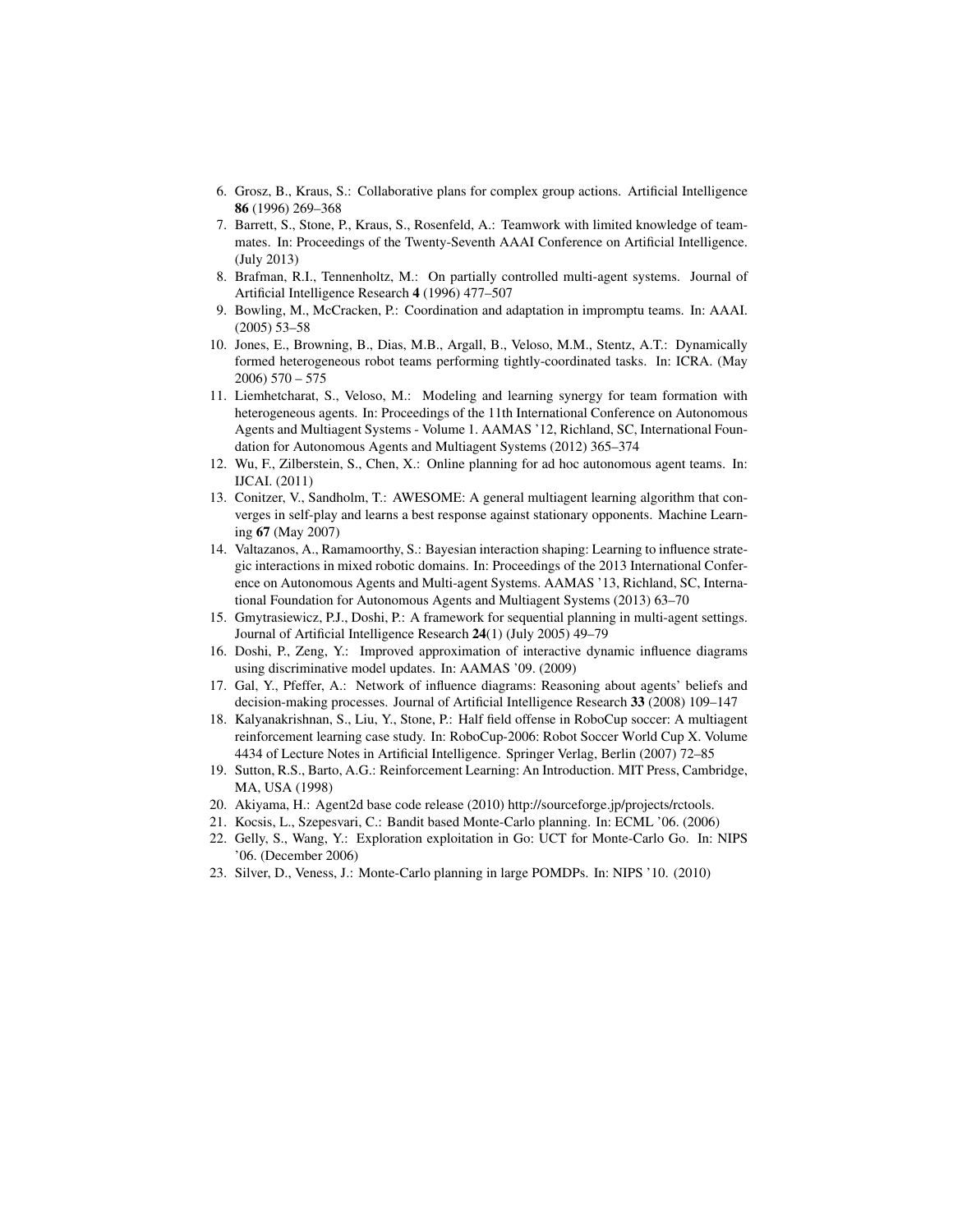6. Grosz, B., Kraus, S.: Collaborative plans for complex group actions. Artificial Intelligence **86** (1996) 269–368
7. Barrett, S., Stone, P., Kraus, S., Rosenfeld, A.: Teamwork with limited knowledge of teammates. In: Proceedings of the Twenty-Seventh AAAI Conference on Artificial Intelligence. (July 2013)
8. Brafman, R.I., Tennenholtz, M.: On partially controlled multi-agent systems. Journal of Artificial Intelligence Research **4** (1996) 477–507
9. Bowling, M., McCracken, P.: Coordination and adaptation in impromptu teams. In: AAAI. (2005) 53–58
10. Jones, E., Browning, B., Dias, M.B., Argall, B., Veloso, M.M., Stentz, A.T.: Dynamically formed heterogeneous robot teams performing tightly-coordinated tasks. In: ICRA. (May 2006) 570 – 575
11. Liemhetcharat, S., Veloso, M.: Modeling and learning synergy for team formation with heterogeneous agents. In: Proceedings of the 11th International Conference on Autonomous Agents and Multiagent Systems - Volume 1. AAMAS '12, Richland, SC, International Foundation for Autonomous Agents and Multiagent Systems (2012) 365–374
12. Wu, F., Zilberstein, S., Chen, X.: Online planning for ad hoc autonomous agent teams. In: IJCAI. (2011)
13. Conitzer, V., Sandholm, T.: AWESOME: A general multiagent learning algorithm that converges in self-play and learns a best response against stationary opponents. Machine Learning **67** (May 2007)
14. Valtazanos, A., Ramamoorthy, S.: Bayesian interaction shaping: Learning to influence strategic interactions in mixed robotic domains. In: Proceedings of the 2013 International Conference on Autonomous Agents and Multi-agent Systems. AAMAS '13, Richland, SC, International Foundation for Autonomous Agents and Multiagent Systems (2013) 63–70
15. Gmytrasiewicz, P.J., Doshi, P.: A framework for sequential planning in multi-agent settings. Journal of Artificial Intelligence Research **24**(1) (July 2005) 49–79
16. Doshi, P., Zeng, Y.: Improved approximation of interactive dynamic influence diagrams using discriminative model updates. In: AAMAS '09. (2009)
17. Gal, Y., Pfeffer, A.: Network of influence diagrams: Reasoning about agents' beliefs and decision-making processes. Journal of Artificial Intelligence Research **33** (2008) 109–147
18. Kalyanakrishnan, S., Liu, Y., Stone, P.: Half field offense in RoboCup soccer: A multiagent reinforcement learning case study. In: RoboCup-2006: Robot Soccer World Cup X. Volume 4434 of Lecture Notes in Artificial Intelligence. Springer Verlag, Berlin (2007) 72–85
19. Sutton, R.S., Barto, A.G.: Reinforcement Learning: An Introduction. MIT Press, Cambridge, MA, USA (1998)
20. Akiyama, H.: Agent2d base code release (2010) http://sourceforge.jp/projects/rctools.
21. Kocsis, L., Szepesvari, C.: Bandit based Monte-Carlo planning. In: ECML '06. (2006)
22. Gelly, S., Wang, Y.: Exploration exploitation in Go: UCT for Monte-Carlo Go. In: NIPS '06. (December 2006)
23. Silver, D., Veness, J.: Monte-Carlo planning in large POMDPs. In: NIPS '10. (2010)